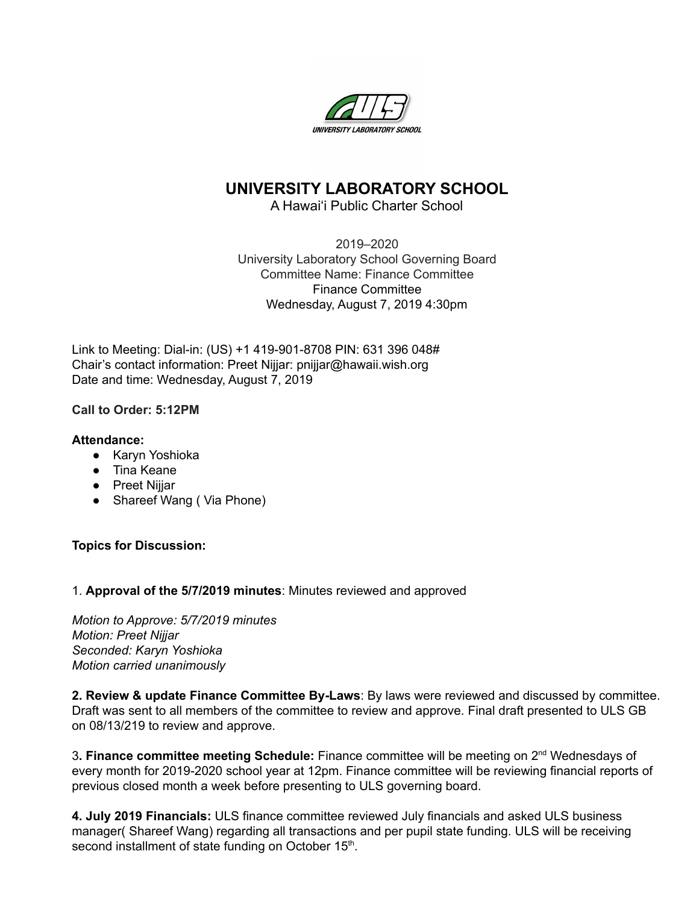# UNIVERSITY LABORATORY SCHOOL

A Hawaiʻi Public Charter School

2019–2020
University Laboratory School Governing Board
Committee Name: Finance Committee
Finance Committee
Wednesday, August 7, 2019 4:30pm

Link to Meeting: Dial-in: (US) +1 419-901-8708 PIN: 631 396 048#
Chair's contact information: Preet Nijjar: pnijjar@hawaii.wish.org
Date and time: Wednesday, August 7, 2019

**Call to Order: 5:12PM**

**Attendance:**

- Karyn Yoshioka
- Tina Keane
- Preet Nijjar
- Shareef Wang ( Via Phone)

**Topics for Discussion:**

1. **Approval of the 5/7/2019 minutes**: Minutes reviewed and approved

*Motion to Approve: 5/7/2019 minutes*
*Motion: Preet Nijjar*
*Seconded: Karyn Yoshioka*
*Motion carried unanimously*

**2. Review & update Finance Committee By-Laws**: By laws were reviewed and discussed by committee. Draft was sent to all members of the committee to review and approve. Final draft presented to ULS GB on 08/13/219 to review and approve.

3**. Finance committee meeting Schedule:** Finance committee will be meeting on 2nd Wednesdays of every month for 2019-2020 school year at 12pm. Finance committee will be reviewing financial reports of previous closed month a week before presenting to ULS governing board.

**4. July 2019 Financials:** ULS finance committee reviewed July financials and asked ULS business manager( Shareef Wang) regarding all transactions and per pupil state funding. ULS will be receiving second installment of state funding on October 15th.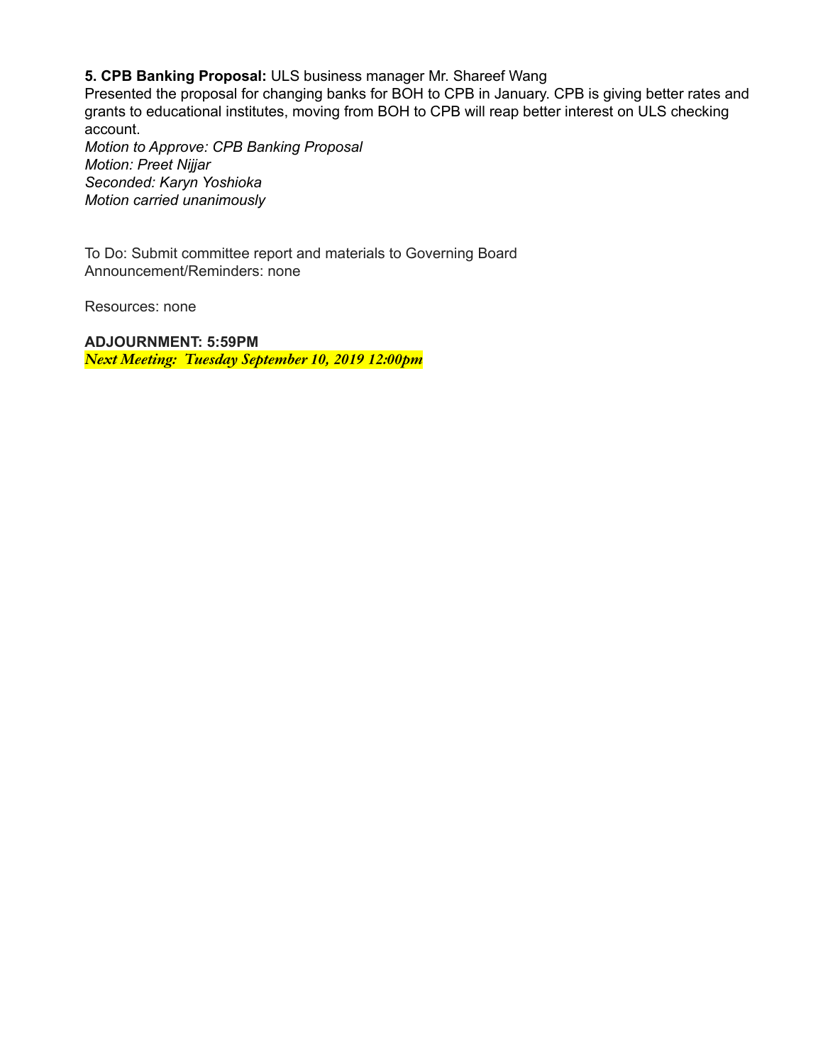**5. CPB Banking Proposal:** ULS business manager Mr. Shareef Wang
Presented the proposal for changing banks for BOH to CPB in January. CPB is giving better rates and grants to educational institutes, moving from BOH to CPB will reap better interest on ULS checking account.
*Motion to Approve: CPB Banking Proposal*
*Motion: Preet Nijjar*
*Seconded: Karyn Yoshioka*
*Motion carried unanimously*

To Do: Submit committee report and materials to Governing Board
Announcement/Reminders: none

Resources: none

**ADJOURNMENT: 5:59PM**
***Next Meeting: Tuesday September 10, 2019 12:00pm***